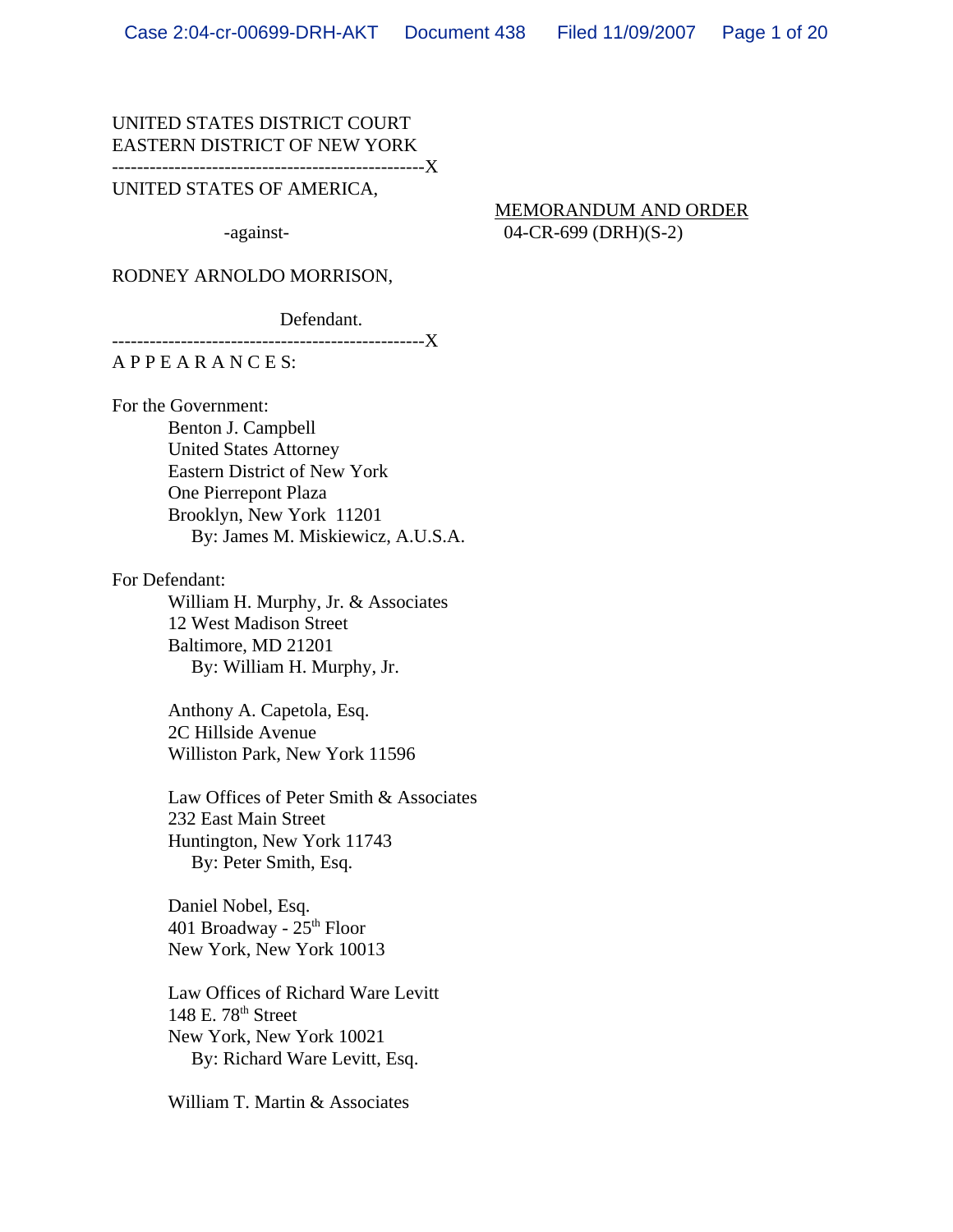UNITED STATES DISTRICT COURT
EASTERN DISTRICT OF NEW YORK
--------------------------------------------------X
UNITED STATES OF AMERICA,

-against-

RODNEY ARNOLDO MORRISON,

Defendant.
--------------------------------------------------X

MEMORANDUM AND ORDER
04-CR-699 (DRH)(S-2)

A P P E A R A N C E S:

For the Government:
Benton J. Campbell
United States Attorney
Eastern District of New York
One Pierrepont Plaza
Brooklyn, New York 11201
By: James M. Miskiewicz, A.U.S.A.

For Defendant:
William H. Murphy, Jr. & Associates
12 West Madison Street
Baltimore, MD 21201
By: William H. Murphy, Jr.

Anthony A. Capetola, Esq.
2C Hillside Avenue
Williston Park, New York 11596

Law Offices of Peter Smith & Associates
232 East Main Street
Huntington, New York 11743
By: Peter Smith, Esq.

Daniel Nobel, Esq.
401 Broadway - 25th Floor
New York, New York 10013

Law Offices of Richard Ware Levitt
148 E. 78th Street
New York, New York 10021
By: Richard Ware Levitt, Esq.

William T. Martin & Associates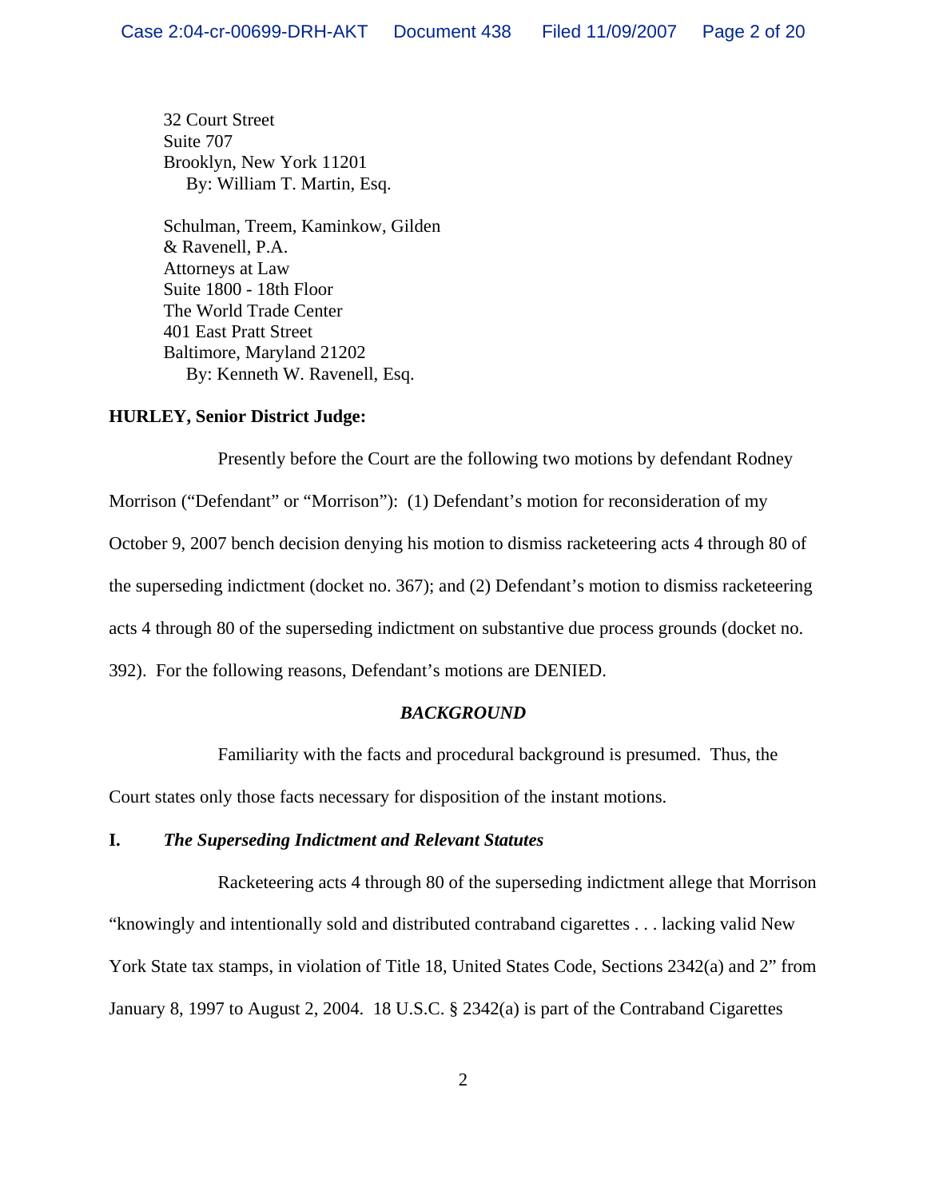32 Court Street
Suite 707
Brooklyn, New York 11201
By: William T. Martin, Esq.

Schulman, Treem, Kaminkow, Gilden
& Ravenell, P.A.
Attorneys at Law
Suite 1800 - 18th Floor
The World Trade Center
401 East Pratt Street
Baltimore, Maryland 21202
By: Kenneth W. Ravenell, Esq.

**HURLEY, Senior District Judge:**

Presently before the Court are the following two motions by defendant Rodney Morrison ("Defendant" or "Morrison"): (1) Defendant's motion for reconsideration of my October 9, 2007 bench decision denying his motion to dismiss racketeering acts 4 through 80 of the superseding indictment (docket no. 367); and (2) Defendant's motion to dismiss racketeering acts 4 through 80 of the superseding indictment on substantive due process grounds (docket no. 392). For the following reasons, Defendant's motions are DENIED.

## *BACKGROUND*

Familiarity with the facts and procedural background is presumed. Thus, the Court states only those facts necessary for disposition of the instant motions.

### I. *The Superseding Indictment and Relevant Statutes*

Racketeering acts 4 through 80 of the superseding indictment allege that Morrison "knowingly and intentionally sold and distributed contraband cigarettes . . . lacking valid New York State tax stamps, in violation of Title 18, United States Code, Sections 2342(a) and 2" from January 8, 1997 to August 2, 2004. 18 U.S.C. § 2342(a) is part of the Contraband Cigarettes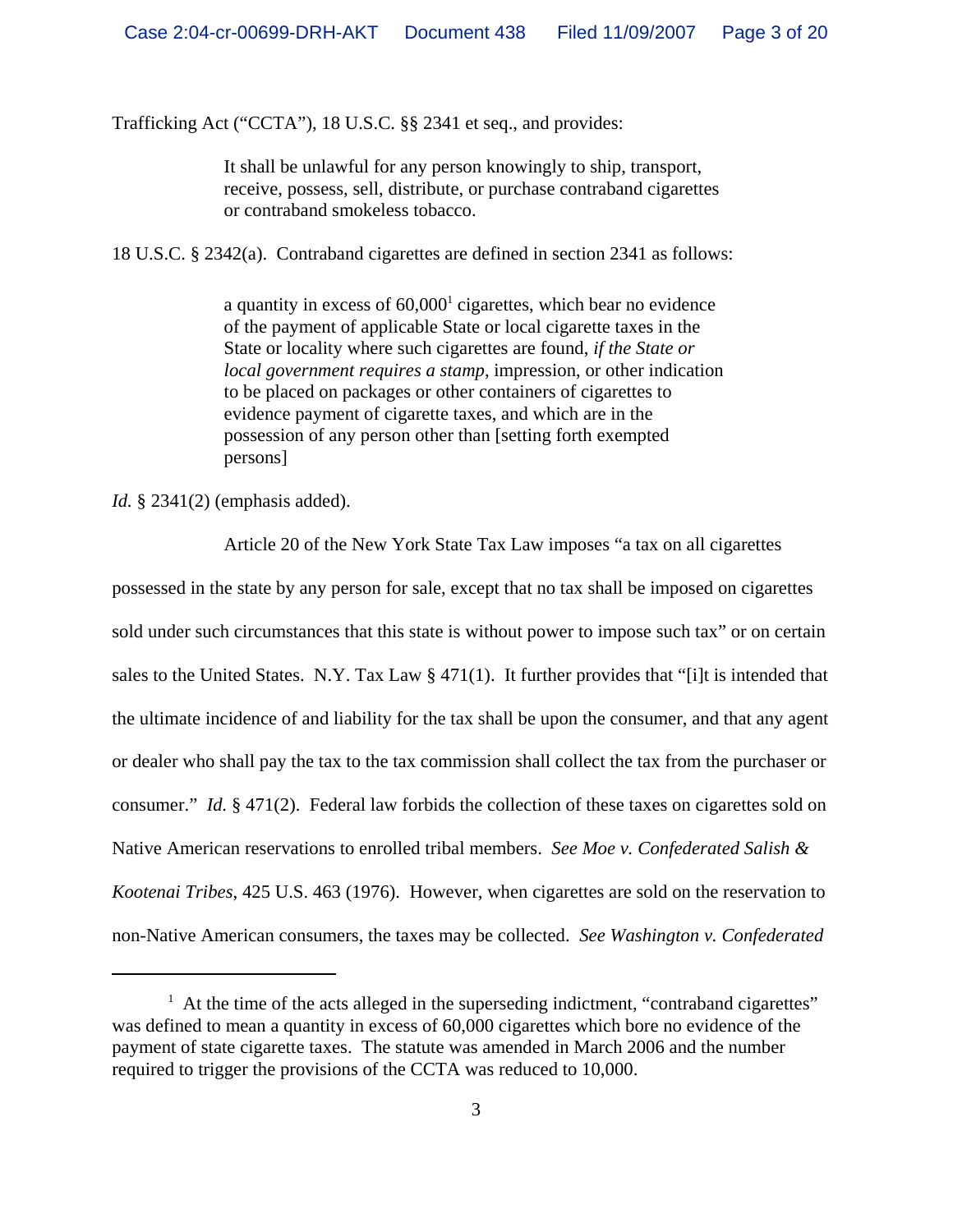Trafficking Act ("CCTA"), 18 U.S.C. §§ 2341 et seq., and provides:

> It shall be unlawful for any person knowingly to ship, transport, receive, possess, sell, distribute, or purchase contraband cigarettes or contraband smokeless tobacco.

18 U.S.C. § 2342(a). Contraband cigarettes are defined in section 2341 as follows:

> a quantity in excess of 60,000[1] cigarettes, which bear no evidence of the payment of applicable State or local cigarette taxes in the State or locality where such cigarettes are found, *if the State or local government requires a stamp*, impression, or other indication to be placed on packages or other containers of cigarettes to evidence payment of cigarette taxes, and which are in the possession of any person other than [setting forth exempted persons]

*Id.* § 2341(2) (emphasis added).

Article 20 of the New York State Tax Law imposes "a tax on all cigarettes possessed in the state by any person for sale, except that no tax shall be imposed on cigarettes sold under such circumstances that this state is without power to impose such tax" or on certain sales to the United States. N.Y. Tax Law § 471(1). It further provides that "[i]t is intended that the ultimate incidence of and liability for the tax shall be upon the consumer, and that any agent or dealer who shall pay the tax to the tax commission shall collect the tax from the purchaser or consumer." *Id.* § 471(2). Federal law forbids the collection of these taxes on cigarettes sold on Native American reservations to enrolled tribal members. *See Moe v. Confederated Salish & Kootenai Tribes*, 425 U.S. 463 (1976). However, when cigarettes are sold on the reservation to non-Native American consumers, the taxes may be collected. *See Washington v. Confederated*

---

[1] At the time of the acts alleged in the superseding indictment, "contraband cigarettes" was defined to mean a quantity in excess of 60,000 cigarettes which bore no evidence of the payment of state cigarette taxes. The statute was amended in March 2006 and the number required to trigger the provisions of the CCTA was reduced to 10,000.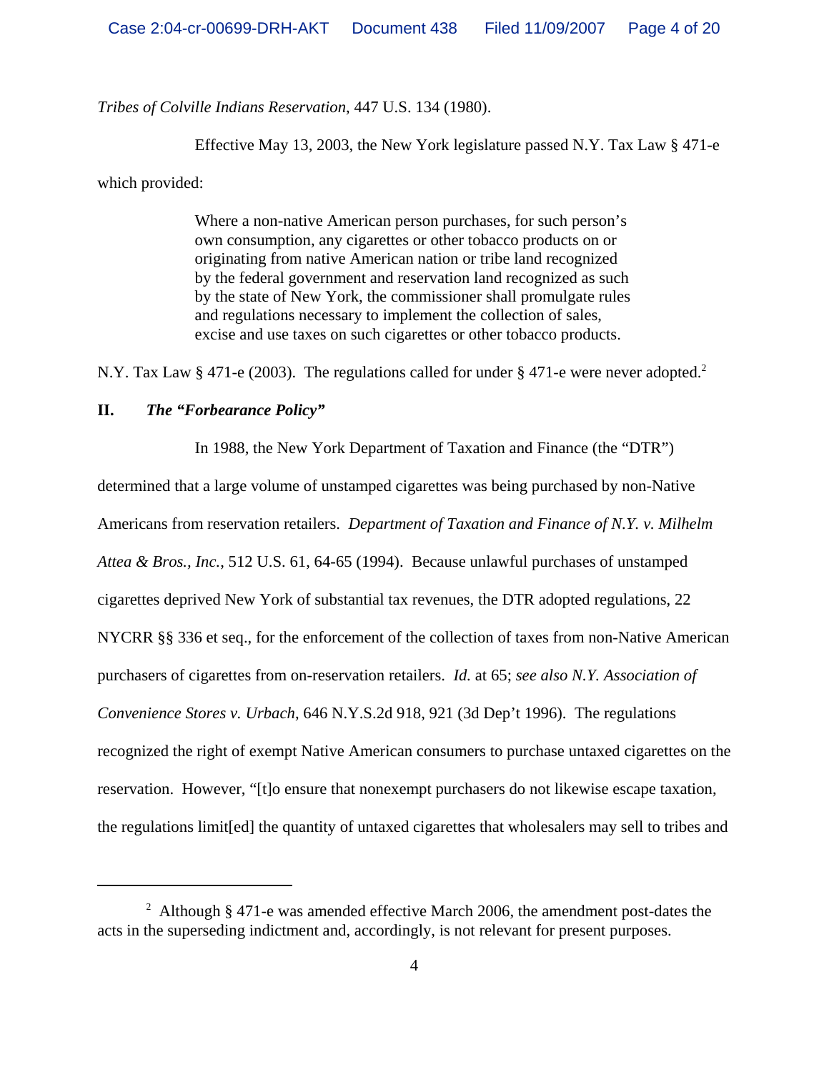*Tribes of Colville Indians Reservation*, 447 U.S. 134 (1980).

Effective May 13, 2003, the New York legislature passed N.Y. Tax Law § 471-e which provided:

> Where a non-native American person purchases, for such person's own consumption, any cigarettes or other tobacco products on or originating from native American nation or tribe land recognized by the federal government and reservation land recognized as such by the state of New York, the commissioner shall promulgate rules and regulations necessary to implement the collection of sales, excise and use taxes on such cigarettes or other tobacco products.

N.Y. Tax Law § 471-e (2003). The regulations called for under § 471-e were never adopted.[2]

## II. *The "Forbearance Policy"*

In 1988, the New York Department of Taxation and Finance (the "DTR") determined that a large volume of unstamped cigarettes was being purchased by non-Native Americans from reservation retailers. *Department of Taxation and Finance of N.Y. v. Milhelm Attea & Bros., Inc.*, 512 U.S. 61, 64-65 (1994). Because unlawful purchases of unstamped cigarettes deprived New York of substantial tax revenues, the DTR adopted regulations, 22 NYCRR §§ 336 et seq., for the enforcement of the collection of taxes from non-Native American purchasers of cigarettes from on-reservation retailers. *Id.* at 65; *see also N.Y. Association of Convenience Stores v. Urbach*, 646 N.Y.S.2d 918, 921 (3d Dep't 1996). The regulations recognized the right of exempt Native American consumers to purchase untaxed cigarettes on the reservation. However, "[t]o ensure that nonexempt purchasers do not likewise escape taxation, the regulations limit[ed] the quantity of untaxed cigarettes that wholesalers may sell to tribes and

[2] Although § 471-e was amended effective March 2006, the amendment post-dates the acts in the superseding indictment and, accordingly, is not relevant for present purposes.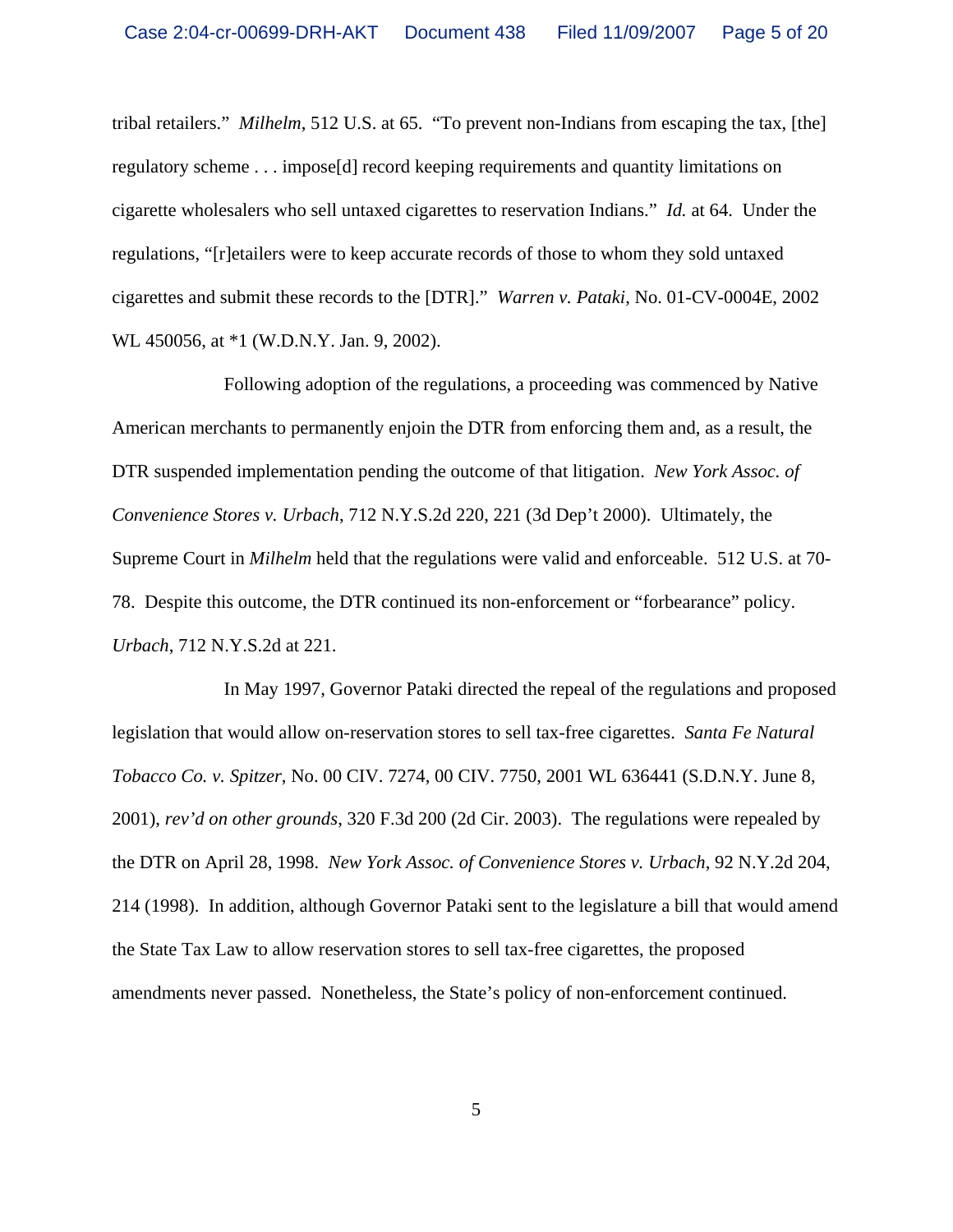tribal retailers." *Milhelm*, 512 U.S. at 65. "To prevent non-Indians from escaping the tax, [the] regulatory scheme . . . impose[d] record keeping requirements and quantity limitations on cigarette wholesalers who sell untaxed cigarettes to reservation Indians." *Id.* at 64. Under the regulations, "[r]etailers were to keep accurate records of those to whom they sold untaxed cigarettes and submit these records to the [DTR]." *Warren v. Pataki*, No. 01-CV-0004E, 2002 WL 450056, at *1 (W.D.N.Y. Jan. 9, 2002).

Following adoption of the regulations, a proceeding was commenced by Native American merchants to permanently enjoin the DTR from enforcing them and, as a result, the DTR suspended implementation pending the outcome of that litigation. *New York Assoc. of Convenience Stores v. Urbach*, 712 N.Y.S.2d 220, 221 (3d Dep't 2000). Ultimately, the Supreme Court in *Milhelm* held that the regulations were valid and enforceable. 512 U.S. at 70-78. Despite this outcome, the DTR continued its non-enforcement or "forbearance" policy. *Urbach*, 712 N.Y.S.2d at 221.

In May 1997, Governor Pataki directed the repeal of the regulations and proposed legislation that would allow on-reservation stores to sell tax-free cigarettes. *Santa Fe Natural Tobacco Co. v. Spitzer*, No. 00 CIV. 7274, 00 CIV. 7750, 2001 WL 636441 (S.D.N.Y. June 8, 2001), *rev'd on other grounds*, 320 F.3d 200 (2d Cir. 2003). The regulations were repealed by the DTR on April 28, 1998. *New York Assoc. of Convenience Stores v. Urbach*, 92 N.Y.2d 204, 214 (1998). In addition, although Governor Pataki sent to the legislature a bill that would amend the State Tax Law to allow reservation stores to sell tax-free cigarettes, the proposed amendments never passed. Nonetheless, the State's policy of non-enforcement continued.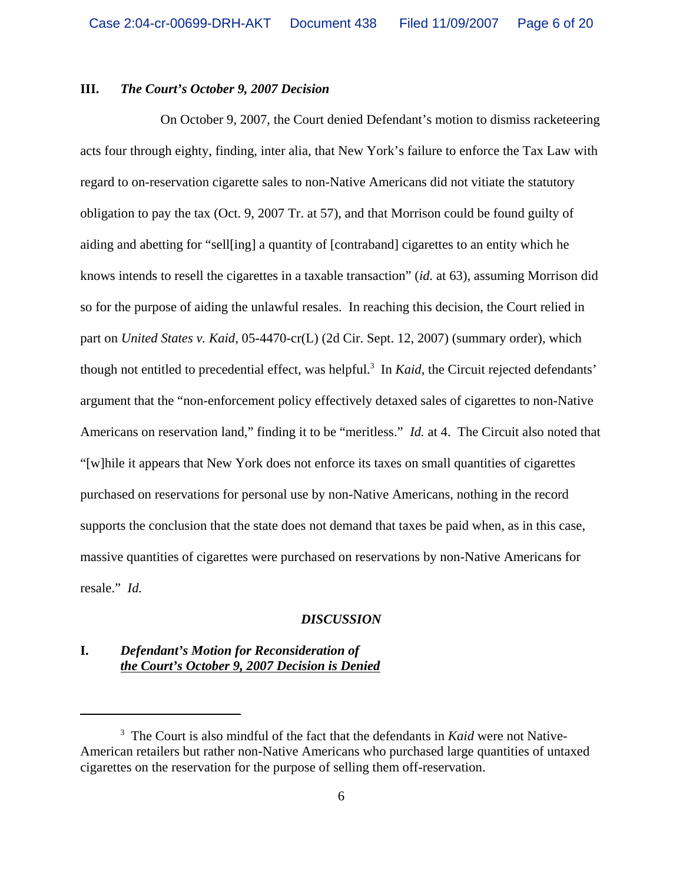## III. *The Court's October 9, 2007 Decision*

On October 9, 2007, the Court denied Defendant's motion to dismiss racketeering acts four through eighty, finding, inter alia, that New York's failure to enforce the Tax Law with regard to on-reservation cigarette sales to non-Native Americans did not vitiate the statutory obligation to pay the tax (Oct. 9, 2007 Tr. at 57), and that Morrison could be found guilty of aiding and abetting for "sell[ing] a quantity of [contraband] cigarettes to an entity which he knows intends to resell the cigarettes in a taxable transaction" (*id.* at 63), assuming Morrison did so for the purpose of aiding the unlawful resales. In reaching this decision, the Court relied in part on *United States v. Kaid*, 05-4470-cr(L) (2d Cir. Sept. 12, 2007) (summary order), which though not entitled to precedential effect, was helpful.[3] In *Kaid*, the Circuit rejected defendants' argument that the "non-enforcement policy effectively detaxed sales of cigarettes to non-Native Americans on reservation land," finding it to be "meritless." *Id.* at 4. The Circuit also noted that "[w]hile it appears that New York does not enforce its taxes on small quantities of cigarettes purchased on reservations for personal use by non-Native Americans, nothing in the record supports the conclusion that the state does not demand that taxes be paid when, as in this case, massive quantities of cigarettes were purchased on reservations by non-Native Americans for resale." *Id.*

## *DISCUSSION*

## I. *Defendant's Motion for Reconsideration of the Court's October 9, 2007 Decision is Denied*

---

[3] The Court is also mindful of the fact that the defendants in *Kaid* were not Native-American retailers but rather non-Native Americans who purchased large quantities of untaxed cigarettes on the reservation for the purpose of selling them off-reservation.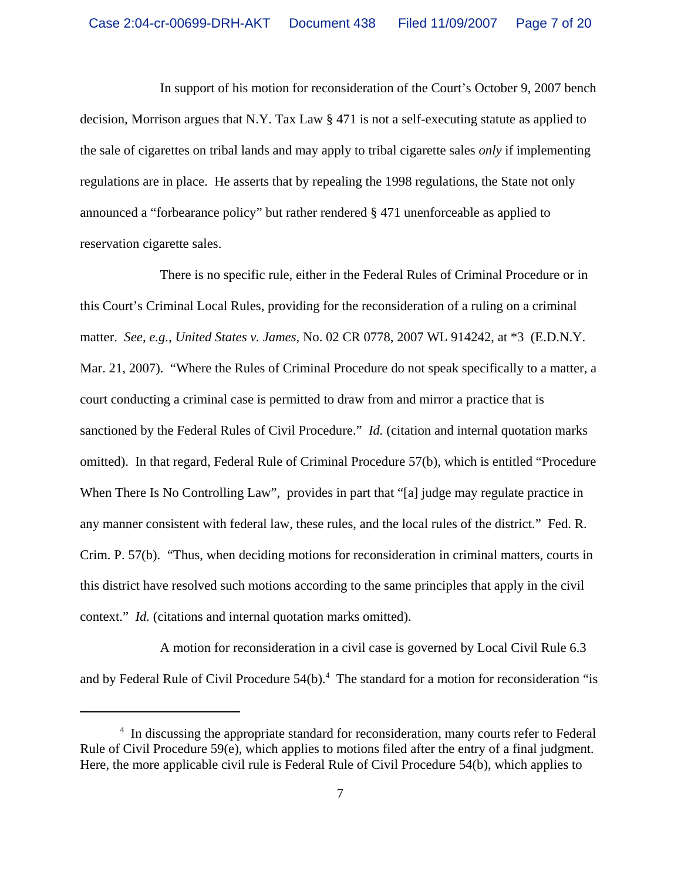In support of his motion for reconsideration of the Court's October 9, 2007 bench decision, Morrison argues that N.Y. Tax Law § 471 is not a self-executing statute as applied to the sale of cigarettes on tribal lands and may apply to tribal cigarette sales *only* if implementing regulations are in place. He asserts that by repealing the 1998 regulations, the State not only announced a "forbearance policy" but rather rendered § 471 unenforceable as applied to reservation cigarette sales.

There is no specific rule, either in the Federal Rules of Criminal Procedure or in this Court's Criminal Local Rules, providing for the reconsideration of a ruling on a criminal matter. *See, e.g.*, *United States v. James*, No. 02 CR 0778, 2007 WL 914242, at *3 (E.D.N.Y. Mar. 21, 2007). "Where the Rules of Criminal Procedure do not speak specifically to a matter, a court conducting a criminal case is permitted to draw from and mirror a practice that is sanctioned by the Federal Rules of Civil Procedure." *Id.* (citation and internal quotation marks omitted). In that regard, Federal Rule of Criminal Procedure 57(b), which is entitled "Procedure When There Is No Controlling Law", provides in part that "[a] judge may regulate practice in any manner consistent with federal law, these rules, and the local rules of the district." Fed. R. Crim. P. 57(b). "Thus, when deciding motions for reconsideration in criminal matters, courts in this district have resolved such motions according to the same principles that apply in the civil context." *Id.* (citations and internal quotation marks omitted).

A motion for reconsideration in a civil case is governed by Local Civil Rule 6.3 and by Federal Rule of Civil Procedure 54(b).[4] The standard for a motion for reconsideration "is

---

[4] In discussing the appropriate standard for reconsideration, many courts refer to Federal Rule of Civil Procedure 59(e), which applies to motions filed after the entry of a final judgment. Here, the more applicable civil rule is Federal Rule of Civil Procedure 54(b), which applies to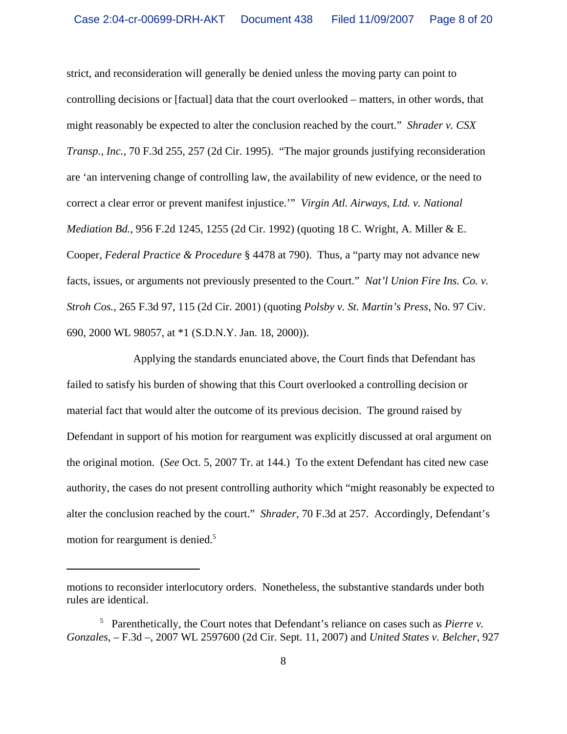strict, and reconsideration will generally be denied unless the moving party can point to controlling decisions or [factual] data that the court overlooked – matters, in other words, that might reasonably be expected to alter the conclusion reached by the court." *Shrader v. CSX Transp., Inc.*, 70 F.3d 255, 257 (2d Cir. 1995). "The major grounds justifying reconsideration are 'an intervening change of controlling law, the availability of new evidence, or the need to correct a clear error or prevent manifest injustice.'" *Virgin Atl. Airways, Ltd. v. National Mediation Bd.*, 956 F.2d 1245, 1255 (2d Cir. 1992) (quoting 18 C. Wright, A. Miller & E. Cooper, *Federal Practice & Procedure* § 4478 at 790). Thus, a "party may not advance new facts, issues, or arguments not previously presented to the Court." *Nat'l Union Fire Ins. Co. v. Stroh Cos.*, 265 F.3d 97, 115 (2d Cir. 2001) (quoting *Polsby v. St. Martin's Press*, No. 97 Civ. 690, 2000 WL 98057, at *1 (S.D.N.Y. Jan. 18, 2000)).

Applying the standards enunciated above, the Court finds that Defendant has failed to satisfy his burden of showing that this Court overlooked a controlling decision or material fact that would alter the outcome of its previous decision. The ground raised by Defendant in support of his motion for reargument was explicitly discussed at oral argument on the original motion. (*See* Oct. 5, 2007 Tr. at 144.) To the extent Defendant has cited new case authority, the cases do not present controlling authority which "might reasonably be expected to alter the conclusion reached by the court." *Shrader*, 70 F.3d at 257. Accordingly, Defendant's motion for reargument is denied.[5]

---

motions to reconsider interlocutory orders. Nonetheless, the substantive standards under both rules are identical.

[5] Parenthetically, the Court notes that Defendant's reliance on cases such as *Pierre v. Gonzales*, – F.3d –, 2007 WL 2597600 (2d Cir. Sept. 11, 2007) and *United States v. Belcher*, 927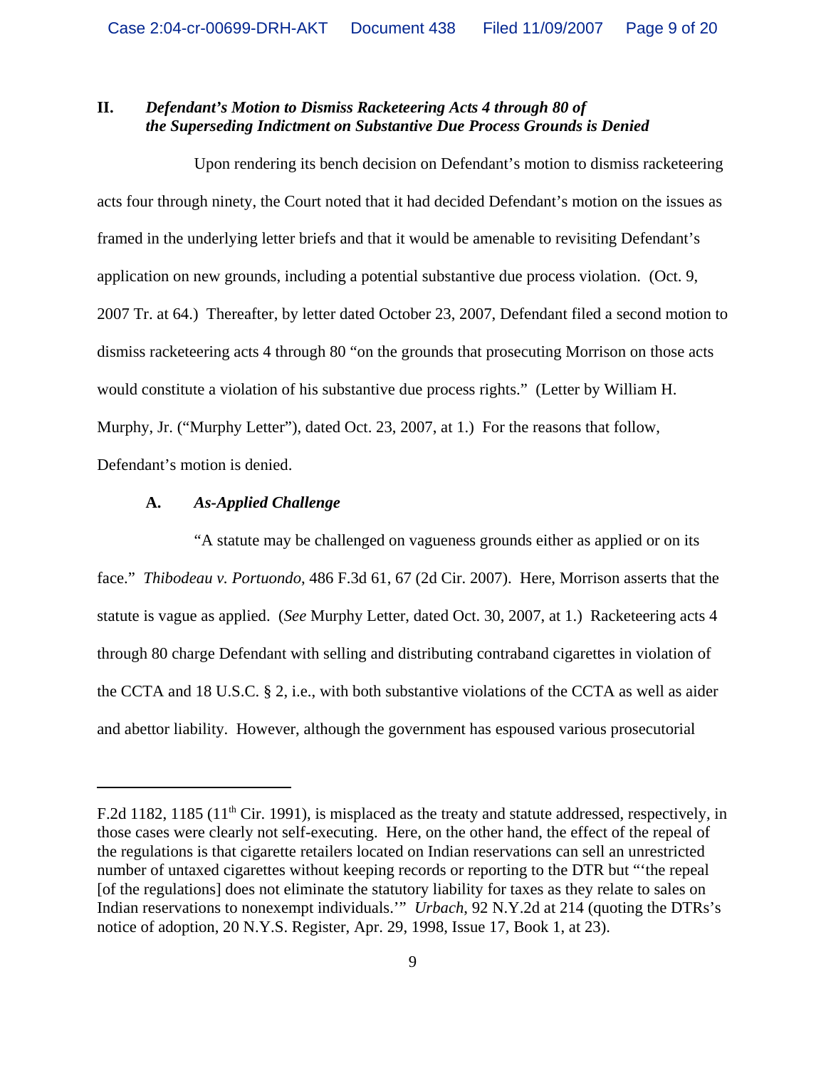## II. *Defendant's Motion to Dismiss Racketeering Acts 4 through 80 of the Superseding Indictment on Substantive Due Process Grounds is Denied*

Upon rendering its bench decision on Defendant's motion to dismiss racketeering acts four through ninety, the Court noted that it had decided Defendant's motion on the issues as framed in the underlying letter briefs and that it would be amenable to revisiting Defendant's application on new grounds, including a potential substantive due process violation. (Oct. 9, 2007 Tr. at 64.) Thereafter, by letter dated October 23, 2007, Defendant filed a second motion to dismiss racketeering acts 4 through 80 "on the grounds that prosecuting Morrison on those acts would constitute a violation of his substantive due process rights." (Letter by William H. Murphy, Jr. ("Murphy Letter"), dated Oct. 23, 2007, at 1.) For the reasons that follow, Defendant's motion is denied.

### A. *As-Applied Challenge*

"A statute may be challenged on vagueness grounds either as applied or on its face." *Thibodeau v. Portuondo*, 486 F.3d 61, 67 (2d Cir. 2007). Here, Morrison asserts that the statute is vague as applied. (*See* Murphy Letter, dated Oct. 30, 2007, at 1.) Racketeering acts 4 through 80 charge Defendant with selling and distributing contraband cigarettes in violation of the CCTA and 18 U.S.C. § 2, i.e., with both substantive violations of the CCTA as well as aider and abettor liability. However, although the government has espoused various prosecutorial

---

F.2d 1182, 1185 (11th Cir. 1991), is misplaced as the treaty and statute addressed, respectively, in those cases were clearly not self-executing. Here, on the other hand, the effect of the repeal of the regulations is that cigarette retailers located on Indian reservations can sell an unrestricted number of untaxed cigarettes without keeping records or reporting to the DTR but "'the repeal [of the regulations] does not eliminate the statutory liability for taxes as they relate to sales on Indian reservations to nonexempt individuals.'" *Urbach*, 92 N.Y.2d at 214 (quoting the DTRs's notice of adoption, 20 N.Y.S. Register, Apr. 29, 1998, Issue 17, Book 1, at 23).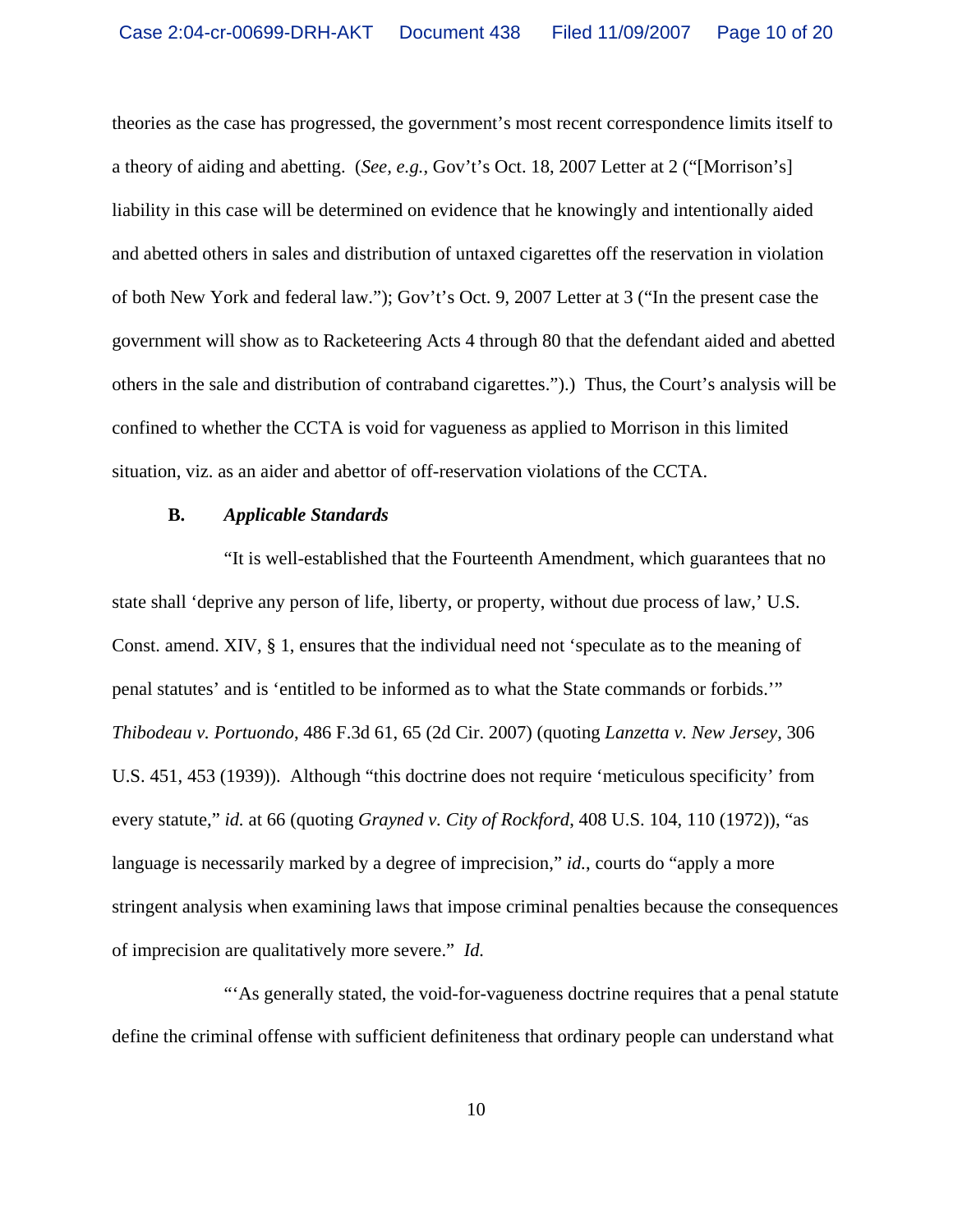theories as the case has progressed, the government's most recent correspondence limits itself to a theory of aiding and abetting. (*See, e.g.*, Gov't's Oct. 18, 2007 Letter at 2 ("[Morrison's] liability in this case will be determined on evidence that he knowingly and intentionally aided and abetted others in sales and distribution of untaxed cigarettes off the reservation in violation of both New York and federal law."); Gov't's Oct. 9, 2007 Letter at 3 ("In the present case the government will show as to Racketeering Acts 4 through 80 that the defendant aided and abetted others in the sale and distribution of contraband cigarettes.").) Thus, the Court's analysis will be confined to whether the CCTA is void for vagueness as applied to Morrison in this limited situation, viz. as an aider and abettor of off-reservation violations of the CCTA.

**B. *Applicable Standards***

"It is well-established that the Fourteenth Amendment, which guarantees that no state shall 'deprive any person of life, liberty, or property, without due process of law,' U.S. Const. amend. XIV, § 1, ensures that the individual need not 'speculate as to the meaning of penal statutes' and is 'entitled to be informed as to what the State commands or forbids.'" *Thibodeau v. Portuondo*, 486 F.3d 61, 65 (2d Cir. 2007) (quoting *Lanzetta v. New Jersey*, 306 U.S. 451, 453 (1939)). Although "this doctrine does not require 'meticulous specificity' from every statute," *id.* at 66 (quoting *Grayned v. City of Rockford*, 408 U.S. 104, 110 (1972)), "as language is necessarily marked by a degree of imprecision," *id.*, courts do "apply a more stringent analysis when examining laws that impose criminal penalties because the consequences of imprecision are qualitatively more severe." *Id.*

"'As generally stated, the void-for-vagueness doctrine requires that a penal statute define the criminal offense with sufficient definiteness that ordinary people can understand what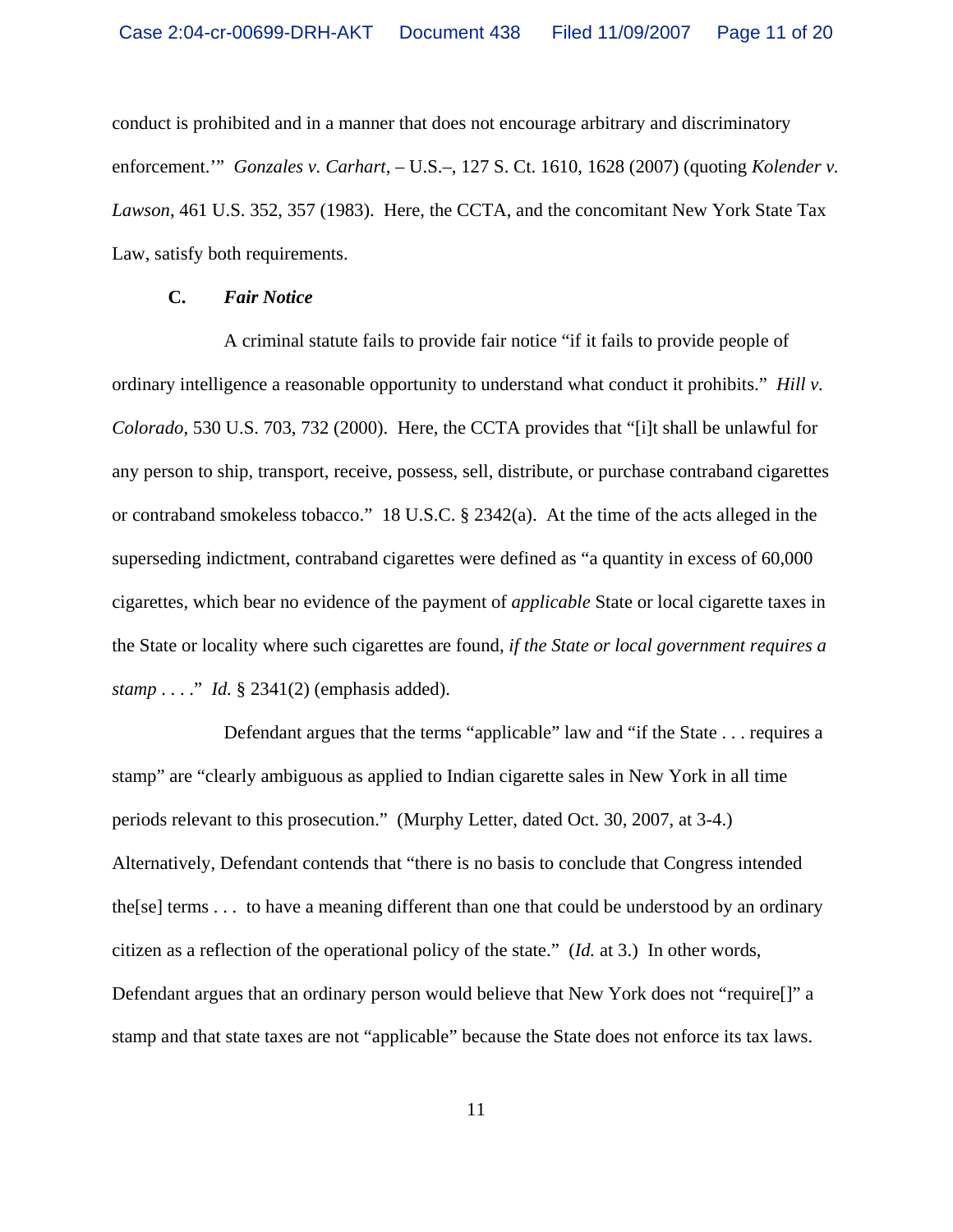conduct is prohibited and in a manner that does not encourage arbitrary and discriminatory enforcement.'" *Gonzales v. Carhart*, – U.S.–, 127 S. Ct. 1610, 1628 (2007) (quoting *Kolender v. Lawson*, 461 U.S. 352, 357 (1983). Here, the CCTA, and the concomitant New York State Tax Law, satisfy both requirements.

### C. *Fair Notice*

A criminal statute fails to provide fair notice "if it fails to provide people of ordinary intelligence a reasonable opportunity to understand what conduct it prohibits." *Hill v. Colorado*, 530 U.S. 703, 732 (2000). Here, the CCTA provides that "[i]t shall be unlawful for any person to ship, transport, receive, possess, sell, distribute, or purchase contraband cigarettes or contraband smokeless tobacco." 18 U.S.C. § 2342(a). At the time of the acts alleged in the superseding indictment, contraband cigarettes were defined as "a quantity in excess of 60,000 cigarettes, which bear no evidence of the payment of *applicable* State or local cigarette taxes in the State or locality where such cigarettes are found, *if the State or local government requires a stamp* . . . ." *Id.* § 2341(2) (emphasis added).

Defendant argues that the terms "applicable" law and "if the State . . . requires a stamp" are "clearly ambiguous as applied to Indian cigarette sales in New York in all time periods relevant to this prosecution." (Murphy Letter, dated Oct. 30, 2007, at 3-4.) Alternatively, Defendant contends that "there is no basis to conclude that Congress intended the[se] terms . . . to have a meaning different than one that could be understood by an ordinary citizen as a reflection of the operational policy of the state." (*Id.* at 3.) In other words, Defendant argues that an ordinary person would believe that New York does not "require[]" a stamp and that state taxes are not "applicable" because the State does not enforce its tax laws.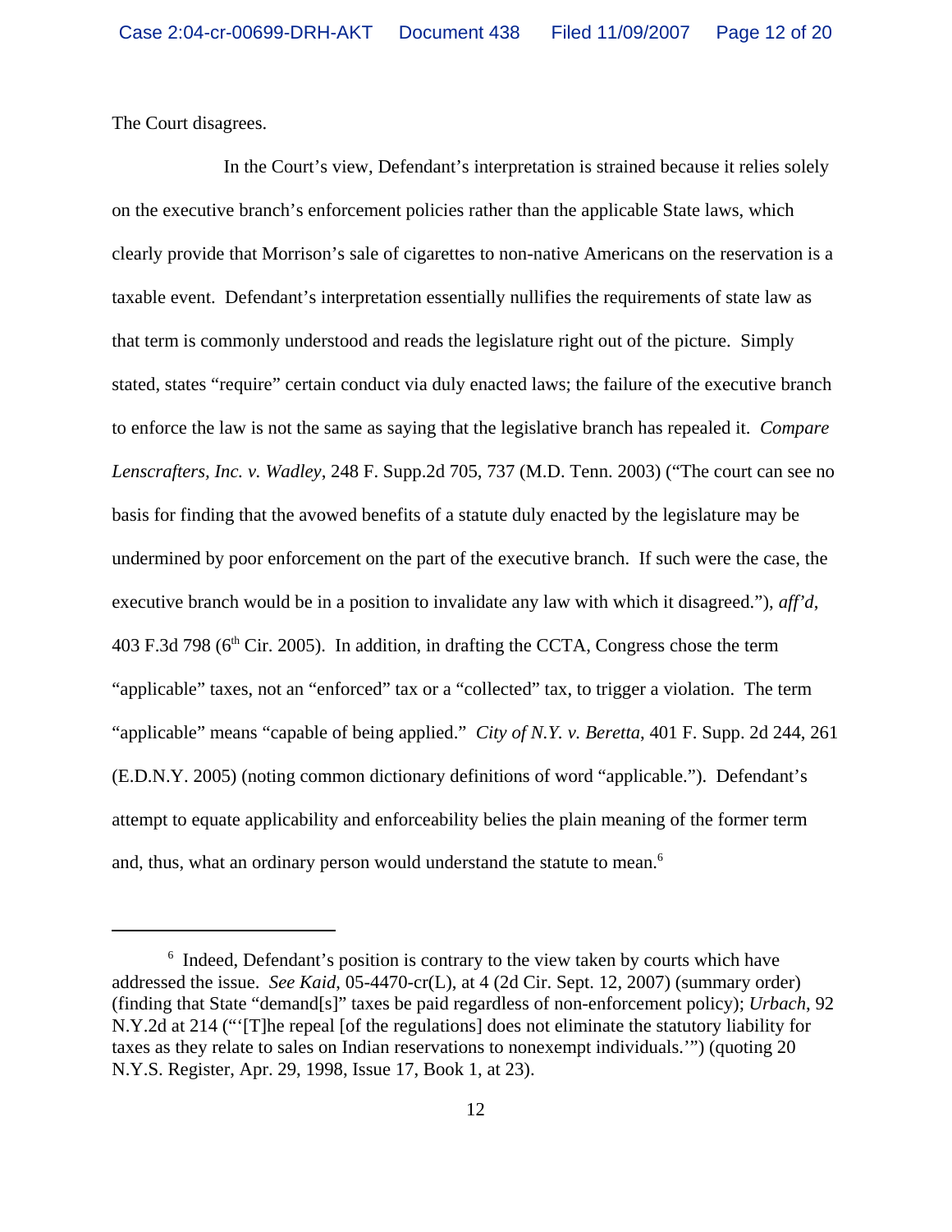The Court disagrees.

In the Court's view, Defendant's interpretation is strained because it relies solely on the executive branch's enforcement policies rather than the applicable State laws, which clearly provide that Morrison's sale of cigarettes to non-native Americans on the reservation is a taxable event. Defendant's interpretation essentially nullifies the requirements of state law as that term is commonly understood and reads the legislature right out of the picture. Simply stated, states "require" certain conduct via duly enacted laws; the failure of the executive branch to enforce the law is not the same as saying that the legislative branch has repealed it. *Compare Lenscrafters, Inc. v. Wadley*, 248 F. Supp.2d 705, 737 (M.D. Tenn. 2003) ("The court can see no basis for finding that the avowed benefits of a statute duly enacted by the legislature may be undermined by poor enforcement on the part of the executive branch. If such were the case, the executive branch would be in a position to invalidate any law with which it disagreed."), *aff'd*, 403 F.3d 798 (6th Cir. 2005). In addition, in drafting the CCTA, Congress chose the term "applicable" taxes, not an "enforced" tax or a "collected" tax, to trigger a violation. The term "applicable" means "capable of being applied." *City of N.Y. v. Beretta*, 401 F. Supp. 2d 244, 261 (E.D.N.Y. 2005) (noting common dictionary definitions of word "applicable."). Defendant's attempt to equate applicability and enforceability belies the plain meaning of the former term and, thus, what an ordinary person would understand the statute to mean.[6]

---

[6] Indeed, Defendant's position is contrary to the view taken by courts which have addressed the issue. *See Kaid*, 05-4470-cr(L), at 4 (2d Cir. Sept. 12, 2007) (summary order) (finding that State "demand[s]" taxes be paid regardless of non-enforcement policy); *Urbach*, 92 N.Y.2d at 214 ("'[T]he repeal [of the regulations] does not eliminate the statutory liability for taxes as they relate to sales on Indian reservations to nonexempt individuals.'") (quoting 20 N.Y.S. Register, Apr. 29, 1998, Issue 17, Book 1, at 23).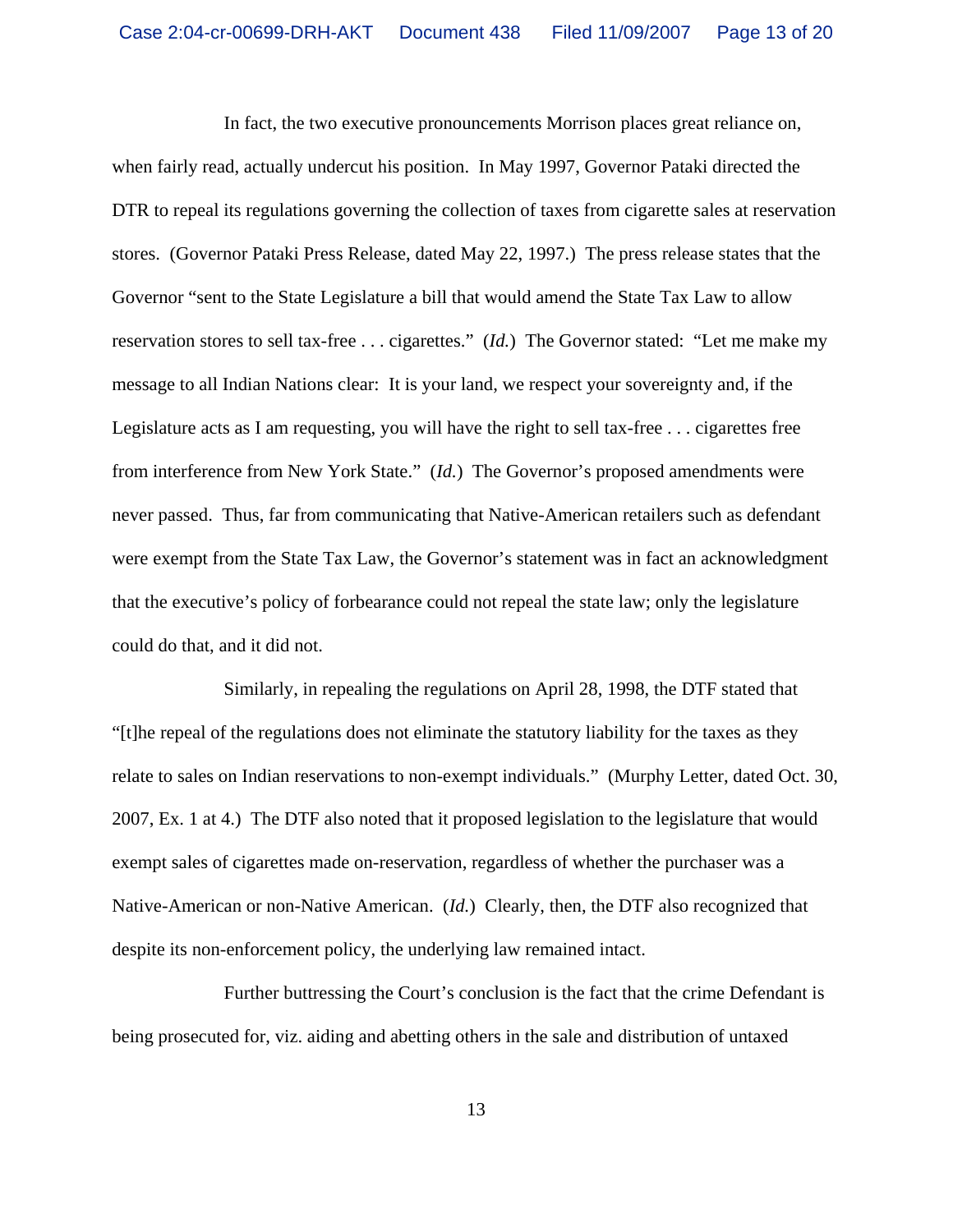In fact, the two executive pronouncements Morrison places great reliance on, when fairly read, actually undercut his position. In May 1997, Governor Pataki directed the DTR to repeal its regulations governing the collection of taxes from cigarette sales at reservation stores. (Governor Pataki Press Release, dated May 22, 1997.) The press release states that the Governor "sent to the State Legislature a bill that would amend the State Tax Law to allow reservation stores to sell tax-free . . . cigarettes." (*Id.*) The Governor stated: "Let me make my message to all Indian Nations clear: It is your land, we respect your sovereignty and, if the Legislature acts as I am requesting, you will have the right to sell tax-free . . . cigarettes free from interference from New York State." (*Id.*) The Governor's proposed amendments were never passed. Thus, far from communicating that Native-American retailers such as defendant were exempt from the State Tax Law, the Governor's statement was in fact an acknowledgment that the executive's policy of forbearance could not repeal the state law; only the legislature could do that, and it did not.

Similarly, in repealing the regulations on April 28, 1998, the DTF stated that "[t]he repeal of the regulations does not eliminate the statutory liability for the taxes as they relate to sales on Indian reservations to non-exempt individuals." (Murphy Letter, dated Oct. 30, 2007, Ex. 1 at 4.) The DTF also noted that it proposed legislation to the legislature that would exempt sales of cigarettes made on-reservation, regardless of whether the purchaser was a Native-American or non-Native American. (*Id.*) Clearly, then, the DTF also recognized that despite its non-enforcement policy, the underlying law remained intact.

Further buttressing the Court's conclusion is the fact that the crime Defendant is being prosecuted for, viz. aiding and abetting others in the sale and distribution of untaxed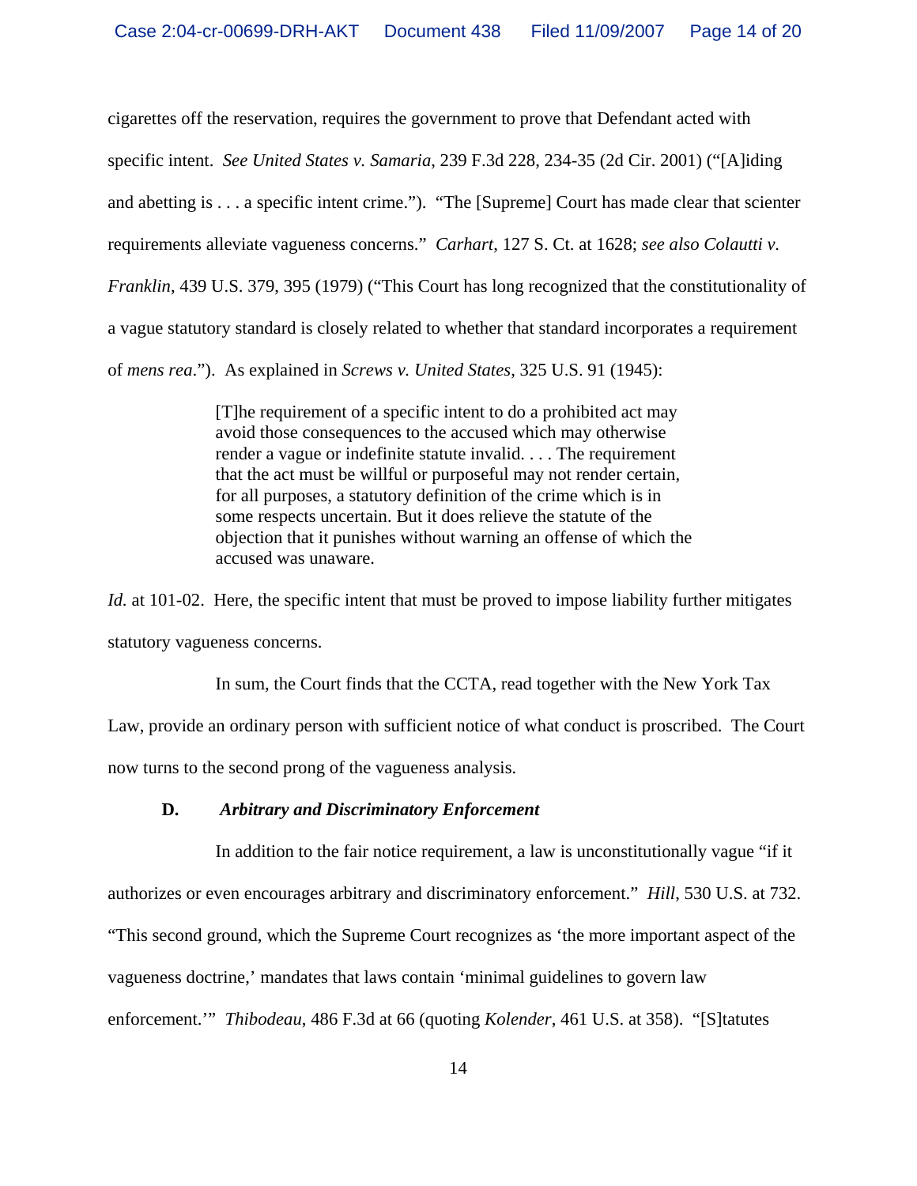cigarettes off the reservation, requires the government to prove that Defendant acted with specific intent. *See United States v. Samaria*, 239 F.3d 228, 234-35 (2d Cir. 2001) ("[A]iding and abetting is . . . a specific intent crime."). "The [Supreme] Court has made clear that scienter requirements alleviate vagueness concerns." *Carhart*, 127 S. Ct. at 1628; *see also Colautti v. Franklin*, 439 U.S. 379, 395 (1979) ("This Court has long recognized that the constitutionality of a vague statutory standard is closely related to whether that standard incorporates a requirement of *mens rea*."). As explained in *Screws v. United States*, 325 U.S. 91 (1945):

> [T]he requirement of a specific intent to do a prohibited act may avoid those consequences to the accused which may otherwise render a vague or indefinite statute invalid. . . . The requirement that the act must be willful or purposeful may not render certain, for all purposes, a statutory definition of the crime which is in some respects uncertain. But it does relieve the statute of the objection that it punishes without warning an offense of which the accused was unaware.

*Id.* at 101-02. Here, the specific intent that must be proved to impose liability further mitigates statutory vagueness concerns.

In sum, the Court finds that the CCTA, read together with the New York Tax Law, provide an ordinary person with sufficient notice of what conduct is proscribed. The Court now turns to the second prong of the vagueness analysis.

### D. *Arbitrary and Discriminatory Enforcement*

In addition to the fair notice requirement, a law is unconstitutionally vague "if it authorizes or even encourages arbitrary and discriminatory enforcement." *Hill*, 530 U.S. at 732. "This second ground, which the Supreme Court recognizes as 'the more important aspect of the vagueness doctrine,' mandates that laws contain 'minimal guidelines to govern law enforcement.'" *Thibodeau*, 486 F.3d at 66 (quoting *Kolender*, 461 U.S. at 358). "[S]tatutes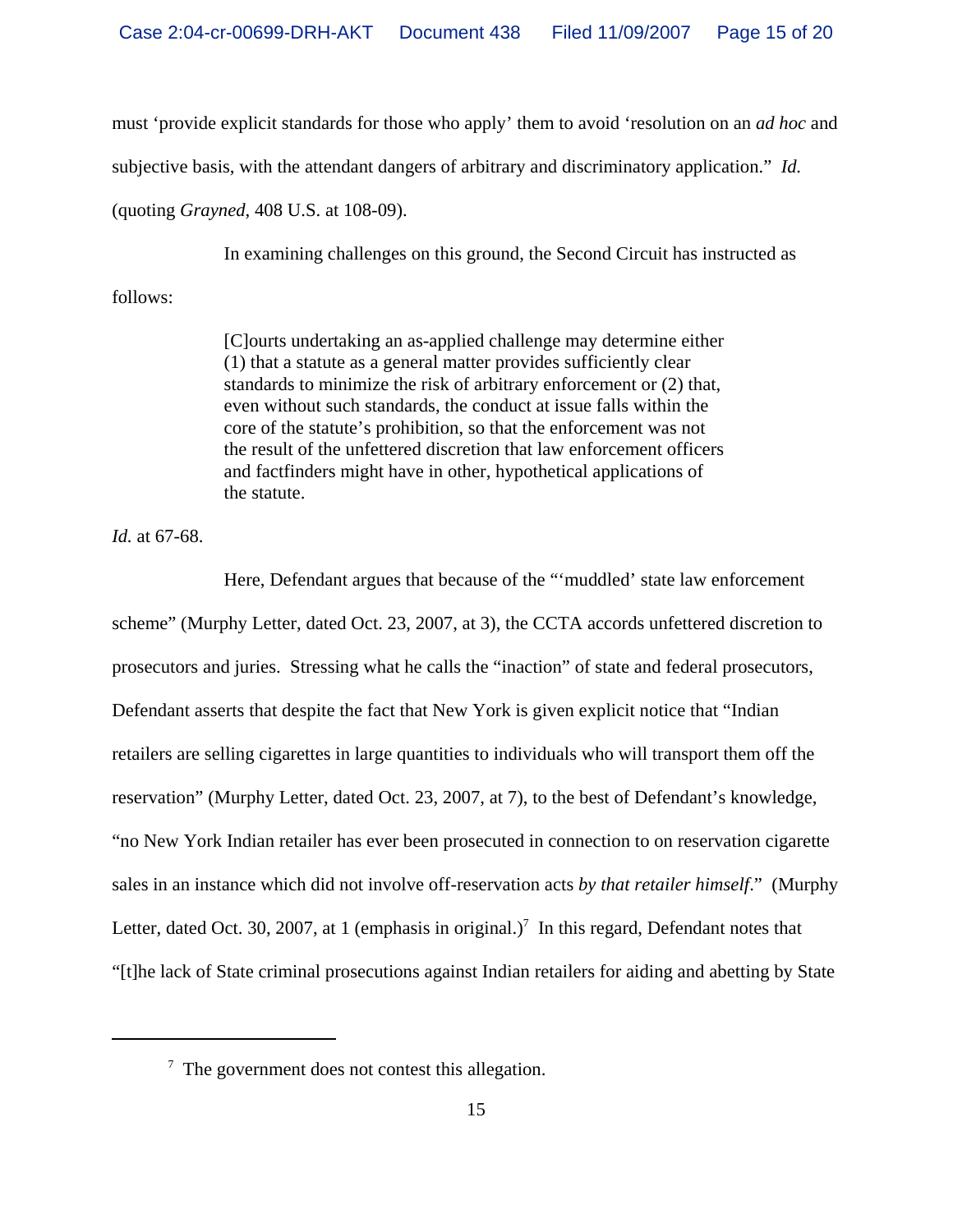must 'provide explicit standards for those who apply' them to avoid 'resolution on an *ad hoc* and subjective basis, with the attendant dangers of arbitrary and discriminatory application." *Id.* (quoting *Grayned*, 408 U.S. at 108-09).

In examining challenges on this ground, the Second Circuit has instructed as follows:

> [C]ourts undertaking an as-applied challenge may determine either (1) that a statute as a general matter provides sufficiently clear standards to minimize the risk of arbitrary enforcement or (2) that, even without such standards, the conduct at issue falls within the core of the statute's prohibition, so that the enforcement was not the result of the unfettered discretion that law enforcement officers and factfinders might have in other, hypothetical applications of the statute.

*Id.* at 67-68.

Here, Defendant argues that because of the "'muddled' state law enforcement scheme" (Murphy Letter, dated Oct. 23, 2007, at 3), the CCTA accords unfettered discretion to prosecutors and juries. Stressing what he calls the "inaction" of state and federal prosecutors, Defendant asserts that despite the fact that New York is given explicit notice that "Indian retailers are selling cigarettes in large quantities to individuals who will transport them off the reservation" (Murphy Letter, dated Oct. 23, 2007, at 7), to the best of Defendant's knowledge, "no New York Indian retailer has ever been prosecuted in connection to on reservation cigarette sales in an instance which did not involve off-reservation acts *by that retailer himself*." (Murphy Letter, dated Oct. 30, 2007, at 1 (emphasis in original.)[7] In this regard, Defendant notes that "[t]he lack of State criminal prosecutions against Indian retailers for aiding and abetting by State

---

[7] The government does not contest this allegation.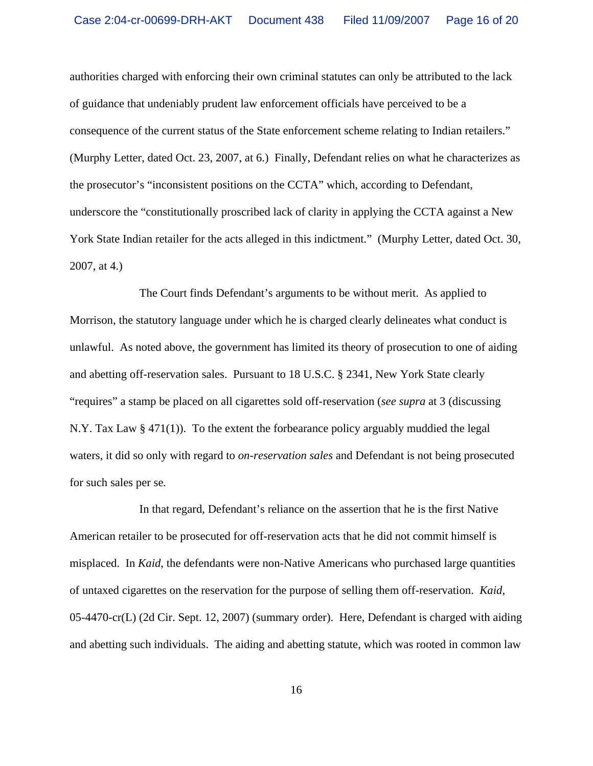authorities charged with enforcing their own criminal statutes can only be attributed to the lack of guidance that undeniably prudent law enforcement officials have perceived to be a consequence of the current status of the State enforcement scheme relating to Indian retailers." (Murphy Letter, dated Oct. 23, 2007, at 6.) Finally, Defendant relies on what he characterizes as the prosecutor's "inconsistent positions on the CCTA" which, according to Defendant, underscore the "constitutionally proscribed lack of clarity in applying the CCTA against a New York State Indian retailer for the acts alleged in this indictment." (Murphy Letter, dated Oct. 30, 2007, at 4.)

The Court finds Defendant's arguments to be without merit. As applied to Morrison, the statutory language under which he is charged clearly delineates what conduct is unlawful. As noted above, the government has limited its theory of prosecution to one of aiding and abetting off-reservation sales. Pursuant to 18 U.S.C. § 2341, New York State clearly "requires" a stamp be placed on all cigarettes sold off-reservation (*see supra* at 3 (discussing N.Y. Tax Law § 471(1)). To the extent the forbearance policy arguably muddied the legal waters, it did so only with regard to *on-reservation sales* and Defendant is not being prosecuted for such sales per se.

In that regard, Defendant's reliance on the assertion that he is the first Native American retailer to be prosecuted for off-reservation acts that he did not commit himself is misplaced. In *Kaid*, the defendants were non-Native Americans who purchased large quantities of untaxed cigarettes on the reservation for the purpose of selling them off-reservation. *Kaid*, 05-4470-cr(L) (2d Cir. Sept. 12, 2007) (summary order). Here, Defendant is charged with aiding and abetting such individuals. The aiding and abetting statute, which was rooted in common law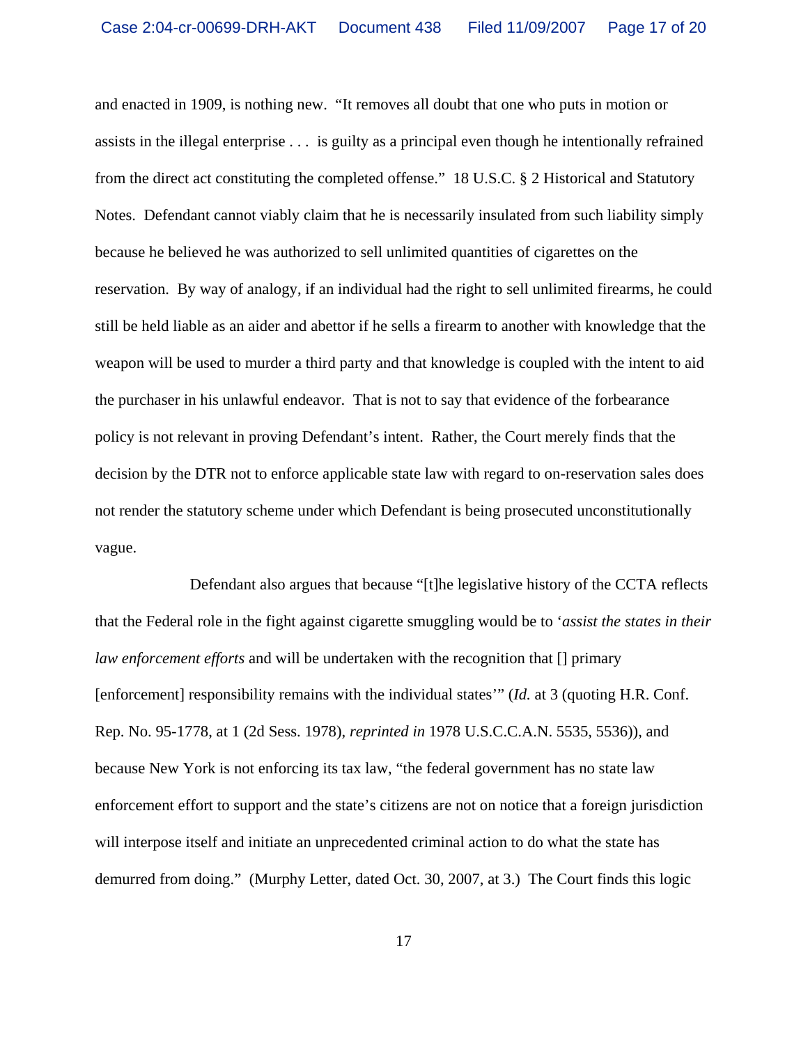and enacted in 1909, is nothing new. "It removes all doubt that one who puts in motion or assists in the illegal enterprise . . . is guilty as a principal even though he intentionally refrained from the direct act constituting the completed offense." 18 U.S.C. § 2 Historical and Statutory Notes. Defendant cannot viably claim that he is necessarily insulated from such liability simply because he believed he was authorized to sell unlimited quantities of cigarettes on the reservation. By way of analogy, if an individual had the right to sell unlimited firearms, he could still be held liable as an aider and abettor if he sells a firearm to another with knowledge that the weapon will be used to murder a third party and that knowledge is coupled with the intent to aid the purchaser in his unlawful endeavor. That is not to say that evidence of the forbearance policy is not relevant in proving Defendant's intent. Rather, the Court merely finds that the decision by the DTR not to enforce applicable state law with regard to on-reservation sales does not render the statutory scheme under which Defendant is being prosecuted unconstitutionally vague.

Defendant also argues that because "[t]he legislative history of the CCTA reflects that the Federal role in the fight against cigarette smuggling would be to '*assist the states in their law enforcement efforts* and will be undertaken with the recognition that [] primary [enforcement] responsibility remains with the individual states'" (*Id.* at 3 (quoting H.R. Conf. Rep. No. 95-1778, at 1 (2d Sess. 1978), *reprinted in* 1978 U.S.C.C.A.N. 5535, 5536)), and because New York is not enforcing its tax law, "the federal government has no state law enforcement effort to support and the state's citizens are not on notice that a foreign jurisdiction will interpose itself and initiate an unprecedented criminal action to do what the state has demurred from doing." (Murphy Letter, dated Oct. 30, 2007, at 3.) The Court finds this logic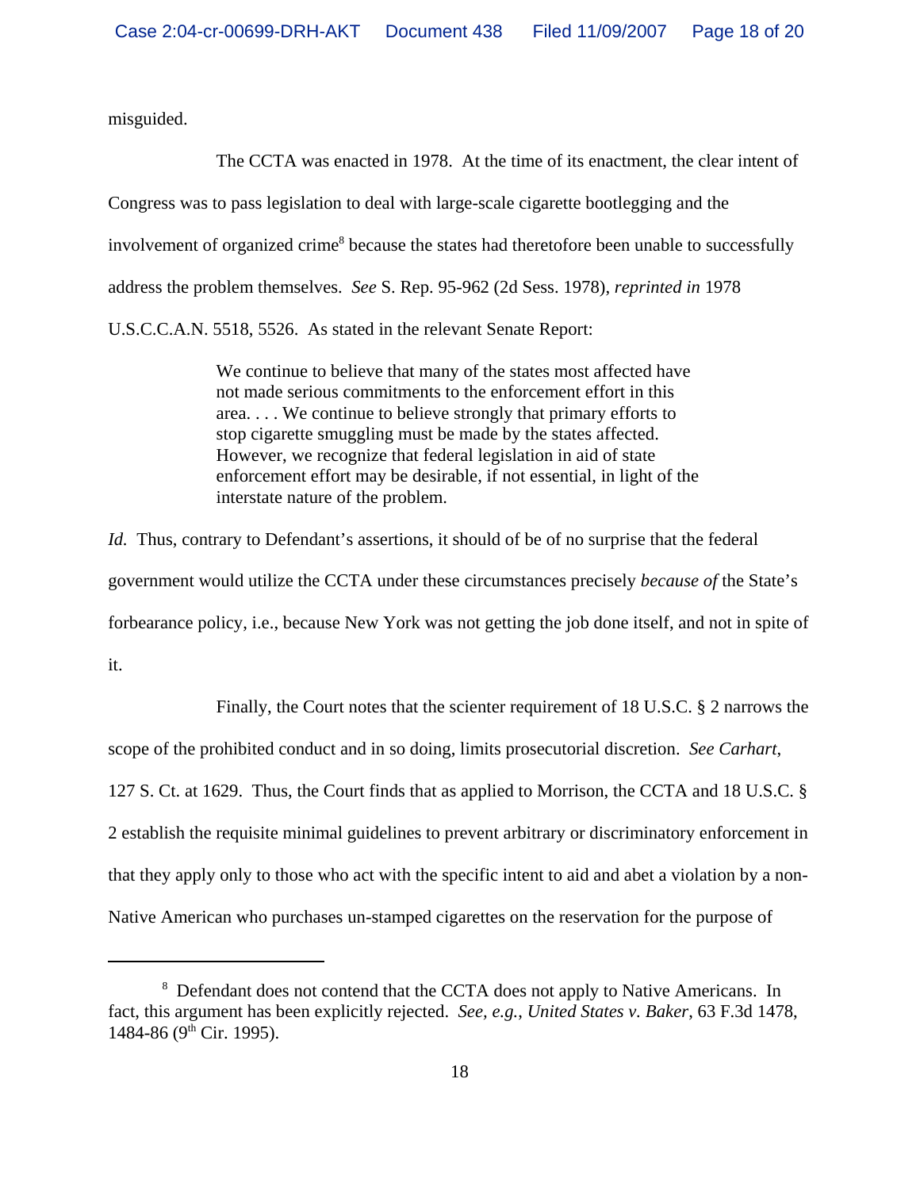misguided.

The CCTA was enacted in 1978. At the time of its enactment, the clear intent of Congress was to pass legislation to deal with large-scale cigarette bootlegging and the involvement of organized crime[8] because the states had theretofore been unable to successfully address the problem themselves. *See* S. Rep. 95-962 (2d Sess. 1978), *reprinted in* 1978 U.S.C.C.A.N. 5518, 5526. As stated in the relevant Senate Report:

> We continue to believe that many of the states most affected have not made serious commitments to the enforcement effort in this area. . . . We continue to believe strongly that primary efforts to stop cigarette smuggling must be made by the states affected. However, we recognize that federal legislation in aid of state enforcement effort may be desirable, if not essential, in light of the interstate nature of the problem.

*Id.* Thus, contrary to Defendant's assertions, it should of be of no surprise that the federal government would utilize the CCTA under these circumstances precisely *because of* the State's forbearance policy, i.e., because New York was not getting the job done itself, and not in spite of it.

Finally, the Court notes that the scienter requirement of 18 U.S.C. § 2 narrows the scope of the prohibited conduct and in so doing, limits prosecutorial discretion. *See Carhart*, 127 S. Ct. at 1629. Thus, the Court finds that as applied to Morrison, the CCTA and 18 U.S.C. § 2 establish the requisite minimal guidelines to prevent arbitrary or discriminatory enforcement in that they apply only to those who act with the specific intent to aid and abet a violation by a non-Native American who purchases un-stamped cigarettes on the reservation for the purpose of

---

[8] Defendant does not contend that the CCTA does not apply to Native Americans. In fact, this argument has been explicitly rejected. *See, e.g.*, *United States v. Baker*, 63 F.3d 1478, 1484-86 (9th Cir. 1995).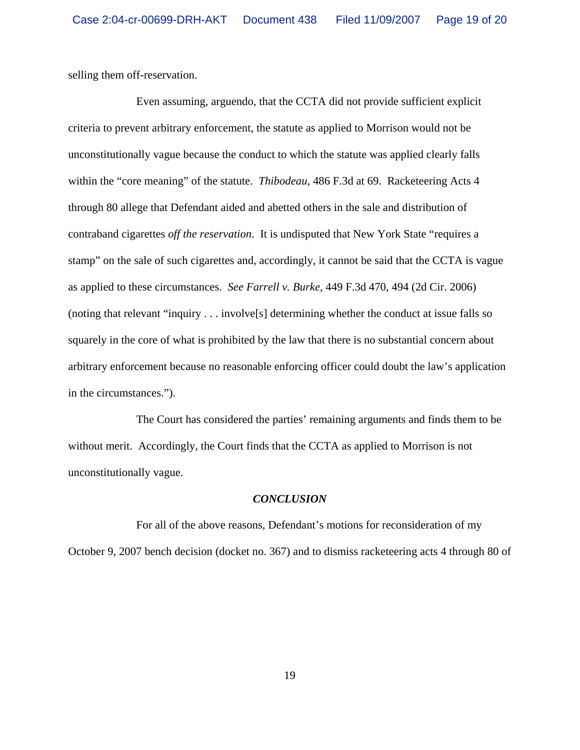selling them off-reservation.

Even assuming, arguendo, that the CCTA did not provide sufficient explicit criteria to prevent arbitrary enforcement, the statute as applied to Morrison would not be unconstitutionally vague because the conduct to which the statute was applied clearly falls within the "core meaning" of the statute. *Thibodeau*, 486 F.3d at 69. Racketeering Acts 4 through 80 allege that Defendant aided and abetted others in the sale and distribution of contraband cigarettes *off the reservation*. It is undisputed that New York State "requires a stamp" on the sale of such cigarettes and, accordingly, it cannot be said that the CCTA is vague as applied to these circumstances. *See Farrell v. Burke*, 449 F.3d 470, 494 (2d Cir. 2006) (noting that relevant "inquiry . . . involve[s] determining whether the conduct at issue falls so squarely in the core of what is prohibited by the law that there is no substantial concern about arbitrary enforcement because no reasonable enforcing officer could doubt the law's application in the circumstances.").

The Court has considered the parties' remaining arguments and finds them to be without merit. Accordingly, the Court finds that the CCTA as applied to Morrison is not unconstitutionally vague.

## *CONCLUSION*

For all of the above reasons, Defendant's motions for reconsideration of my October 9, 2007 bench decision (docket no. 367) and to dismiss racketeering acts 4 through 80 of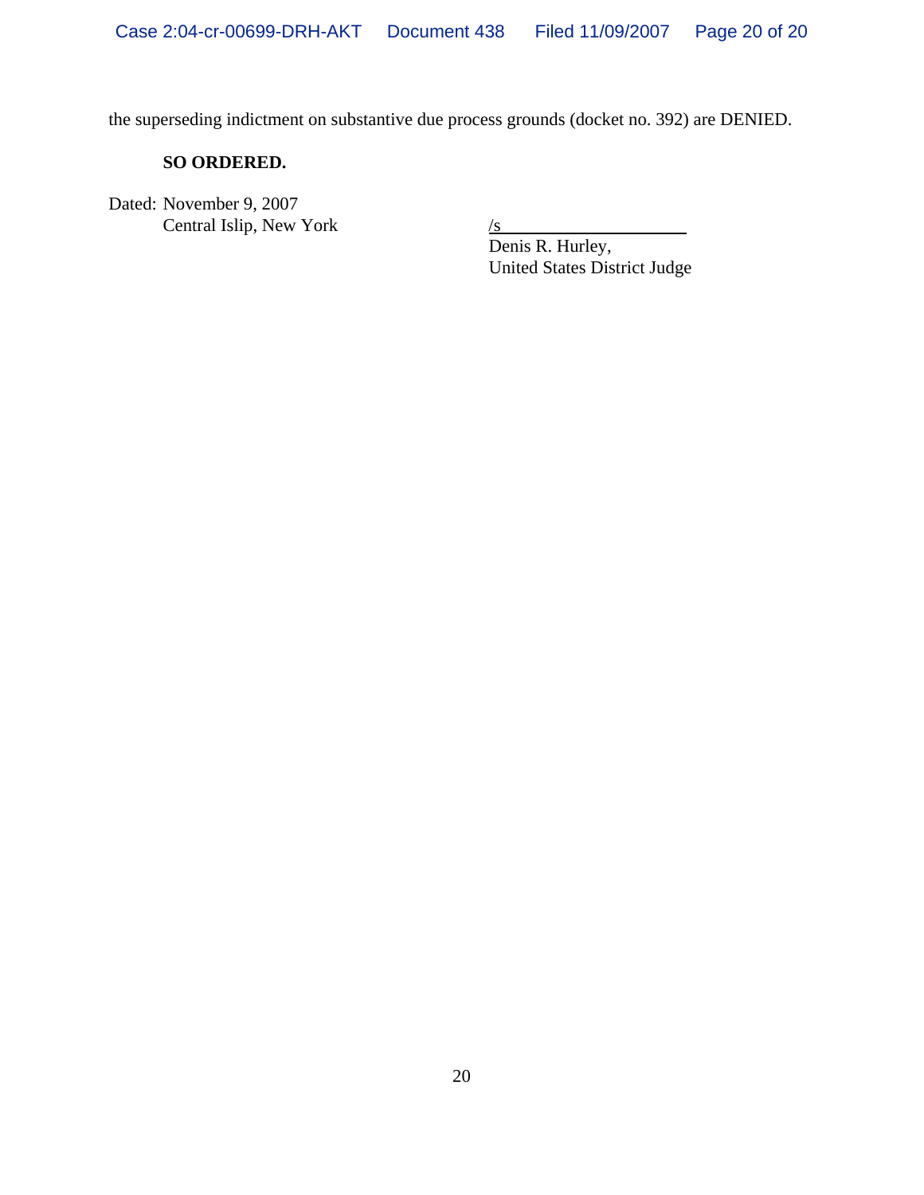the superseding indictment on substantive due process grounds (docket no. 392) are DENIED.

**SO ORDERED.**

Dated: November 9, 2007
Central Islip, New York

/s
Denis R. Hurley,
United States District Judge